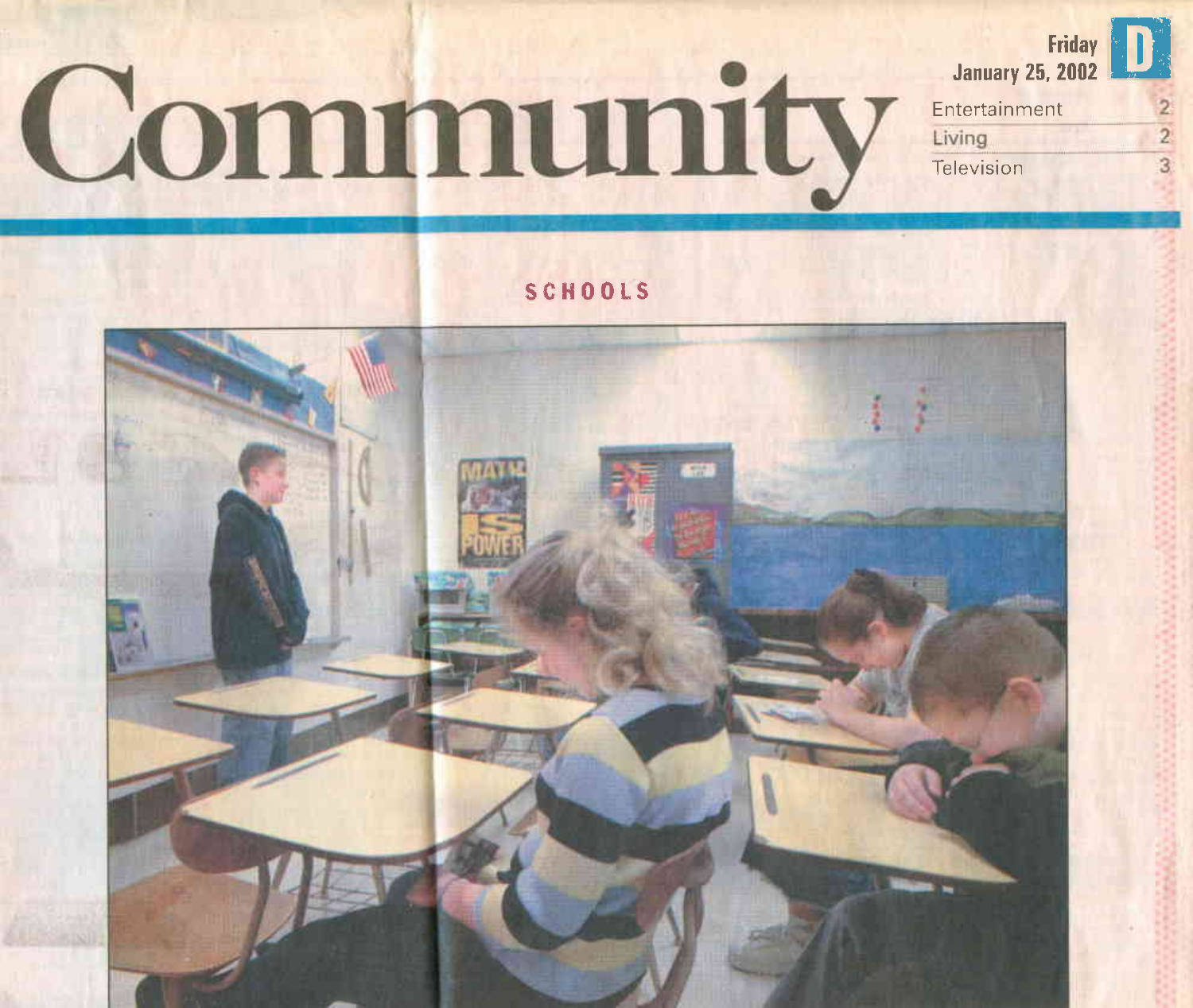# Community

Friday
January 25, 2002

D

| | |
|---|---|
| Entertainment | 2 |
| Living | 2 |
| Television | 3 |

## SCHOOLS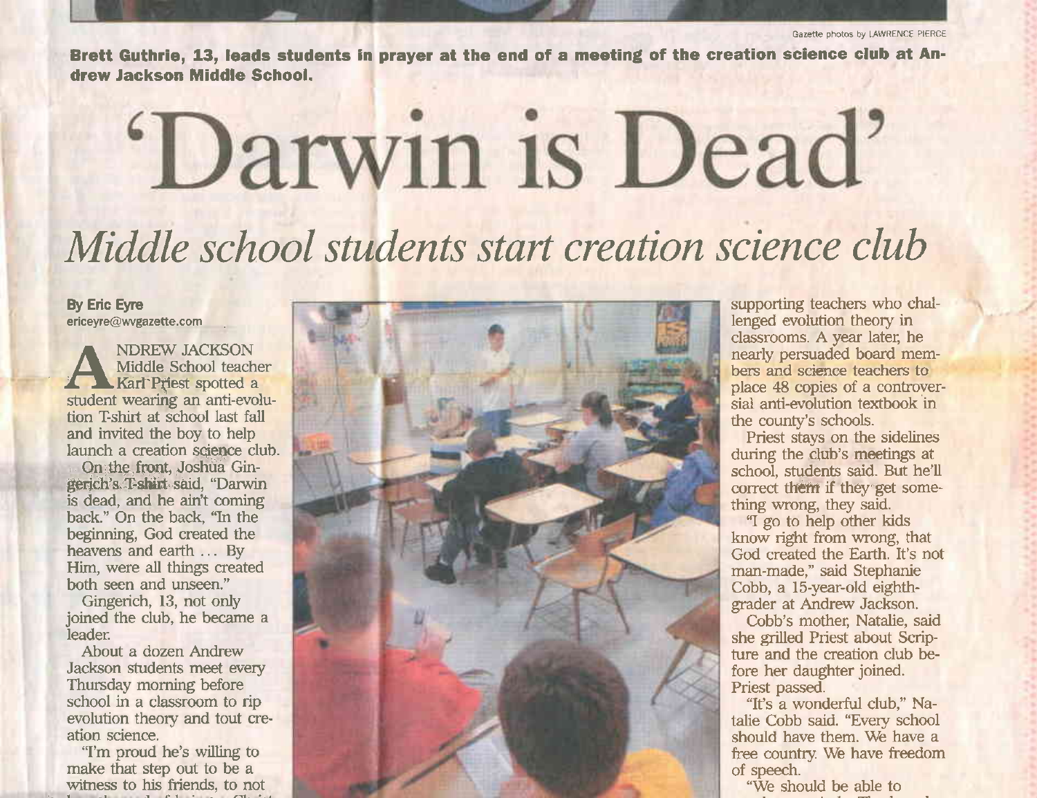Gazette photos by LAWRENCE PIERCE

**Brett Guthrie, 13, leads students in prayer at the end of a meeting of the creation science club at Andrew Jackson Middle School.**

# 'Darwin is Dead'

## *Middle school students start creation science club*

**By Eric Eyre**
ericeyre@wvgazette.com

ANDREW JACKSON Middle School teacher Karl Priest spotted a student wearing an anti-evolution T-shirt at school last fall and invited the boy to help launch a creation science club.

On the front, Joshua Gingerich's T-shirt said, "Darwin is dead, and he ain't coming back." On the back, "In the beginning, God created the heavens and earth ... By Him, were all things created both seen and unseen."

Gingerich, 13, not only joined the club, he became a leader.

About a dozen Andrew Jackson students meet every Thursday morning before school in a classroom to rip evolution theory and tout creation science.

"I'm proud he's willing to make that step out to be a witness to his friends, to not

supporting teachers who challenged evolution theory in classrooms. A year later, he nearly persuaded board members and science teachers to place 48 copies of a controversial anti-evolution textbook in the county's schools.

Priest stays on the sidelines during the club's meetings at school, students said. But he'll correct them if they get something wrong, they said.

"I go to help other kids know right from wrong, that God created the Earth. It's not man-made," said Stephanie Cobb, a 15-year-old eighth-grader at Andrew Jackson.

Cobb's mother, Natalie, said she grilled Priest about Scripture and the creation club before her daughter joined. Priest passed.

"It's a wonderful club," Natalie Cobb said. "Every school should have them. We have a free country. We have freedom of speech.

"We should be able to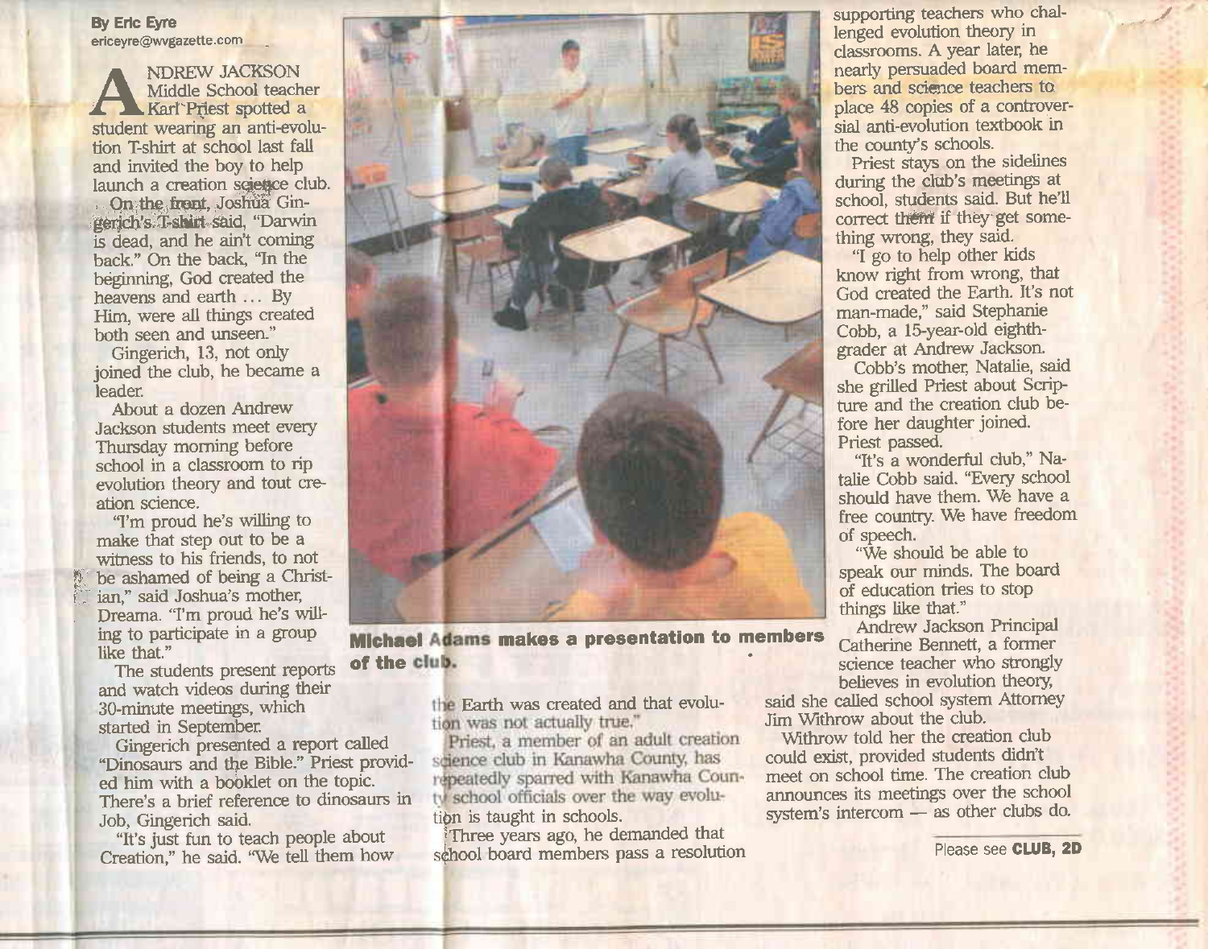By Eric Eyre
ericeyre@wvgazette.com

ANDREW JACKSON Middle School teacher Karl Priest spotted a student wearing an anti-evolution T-shirt at school last fall and invited the boy to help launch a creation science club.

On the front, Joshua Gingerich's T-shirt said, "Darwin is dead, and he ain't coming back." On the back, "In the beginning, God created the heavens and earth ... By Him, were all things created both seen and unseen."

Gingerich, 13, not only joined the club, he became a leader.

About a dozen Andrew Jackson students meet every Thursday morning before school in a classroom to rip evolution theory and tout creation science.

"I'm proud he's willing to make that step out to be a witness to his friends, to not be ashamed of being a Christian," said Joshua's mother, Dreama. "I'm proud he's willing to participate in a group like that."

The students present reports and watch videos during their 30-minute meetings, which started in September.

Gingerich presented a report called "Dinosaurs and the Bible." Priest provided him with a booklet on the topic. There's a brief reference to dinosaurs in Job, Gingerich said.

"It's just fun to teach people about Creation," he said. "We tell them how the Earth was created and that evolution was not actually true."

Priest, a member of an adult creation science club in Kanawha County, has repeatedly sparred with Kanawha County school officials over the way evolution is taught in schools.

Three years ago, he demanded that school board members pass a resolution supporting teachers who challenged evolution theory in classrooms. A year later, he nearly persuaded board members and science teachers to place 48 copies of a controversial anti-evolution textbook in the county's schools.

Priest stays on the sidelines during the club's meetings at school, students said. But he'll correct them if they get something wrong, they said.

"I go to help other kids know right from wrong, that God created the Earth. It's not man-made," said Stephanie Cobb, a 15-year-old eighth-grader at Andrew Jackson.

Cobb's mother, Natalie, said she grilled Priest about Scripture and the creation club before her daughter joined. Priest passed.

"It's a wonderful club," Natalie Cobb said. "Every school should have them. We have a free country. We have freedom of speech.

"We should be able to speak our minds. The board of education tries to stop things like that."

Andrew Jackson Principal Catherine Bennett, a former science teacher who strongly believes in evolution theory, said she called school system Attorney Jim Withrow about the club.

Withrow told her the creation club could exist, provided students didn't meet on school time. The creation club announces its meetings over the school system's intercom — as other clubs do.

**Michael Adams makes a presentation to members of the club.**

Please see **CLUB, 2D**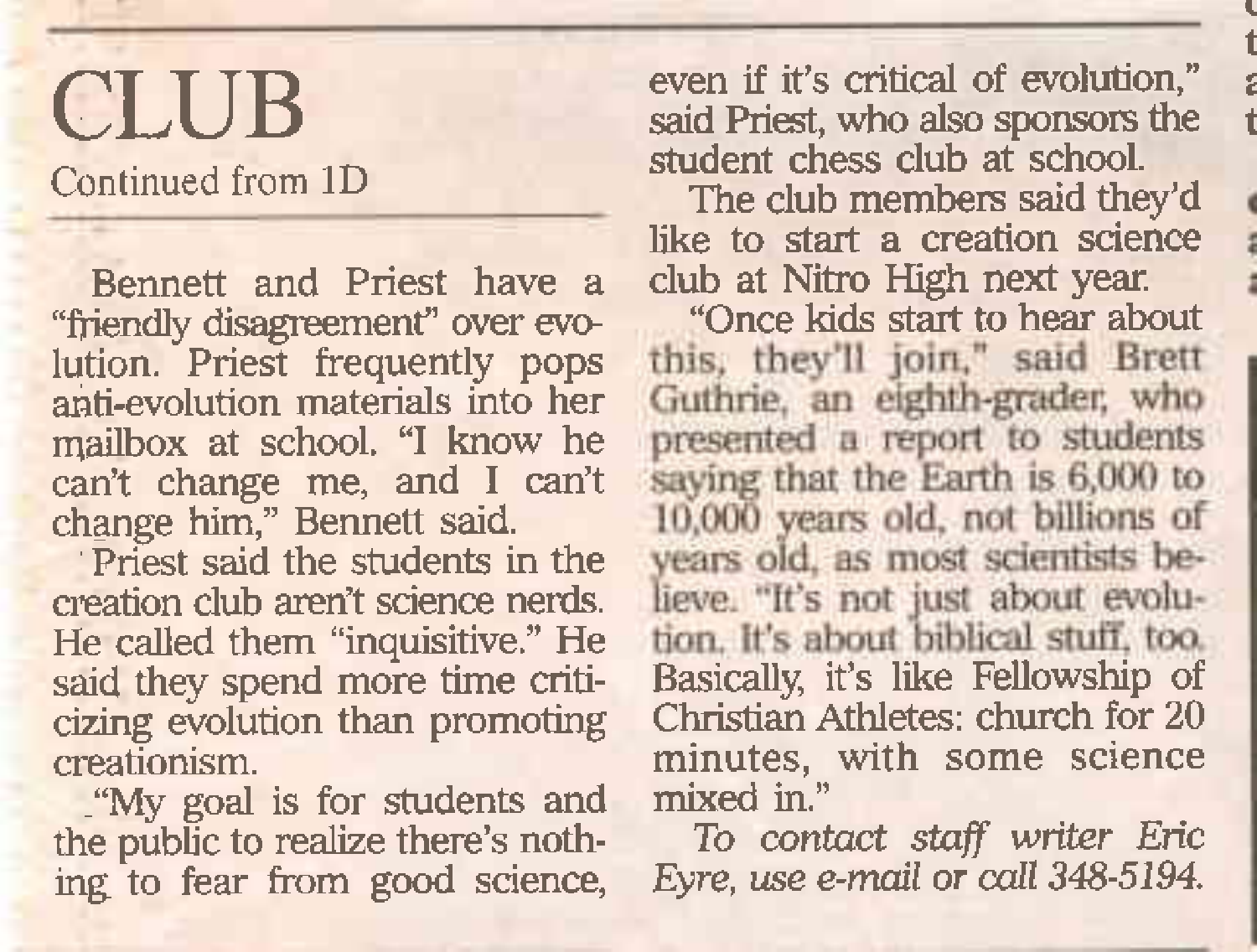# CLUB

Continued from 1D

Bennett and Priest have a "friendly disagreement" over evolution. Priest frequently pops anti-evolution materials into her mailbox at school. "I know he can't change me, and I can't change him," Bennett said.

Priest said the students in the creation club aren't science nerds. He called them "inquisitive." He said they spend more time criticizing evolution than promoting creationism.

"My goal is for students and the public to realize there's nothing to fear from good science, even if it's critical of evolution," said Priest, who also sponsors the student chess club at school.

The club members said they'd like to start a creation science club at Nitro High next year.

"Once kids start to hear about this, they'll join," said Brett Guthrie, an eighth-grader, who presented a report to students saying that the Earth is 6,000 to 10,000 years old, not billions of years old, as most scientists believe. "It's not just about evolution. It's about biblical stuff, too. Basically, it's like Fellowship of Christian Athletes: church for 20 minutes, with some science mixed in."

*To contact staff writer Eric Eyre, use e-mail or call 348-5194.*